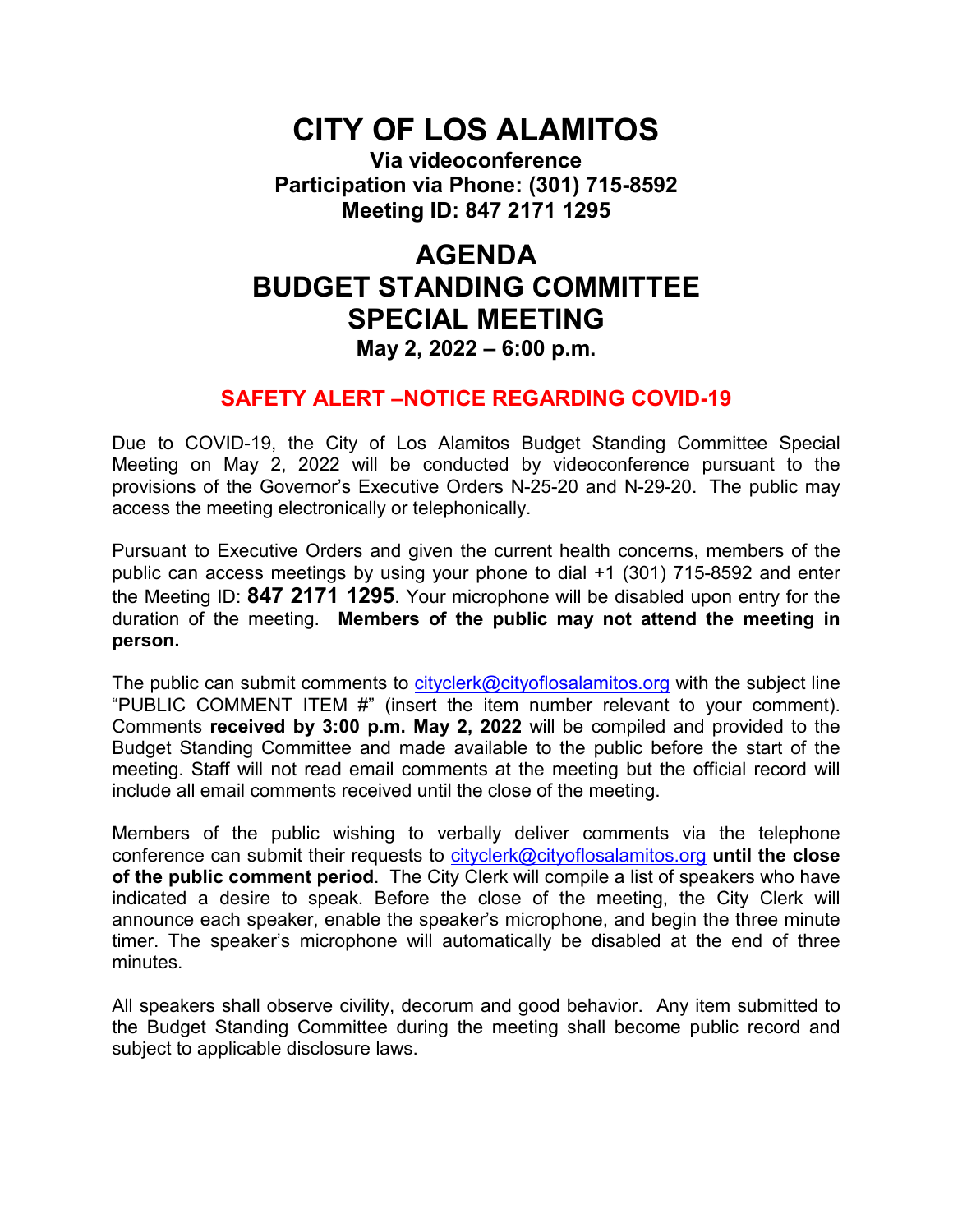# CITY OF LOS ALAMITOS

**Via videoconference**
**Participation via Phone: (301) 715-8592**
**Meeting ID: 847 2171 1295**

# AGENDA
# BUDGET STANDING COMMITTEE
# SPECIAL MEETING

**May 2, 2022 – 6:00 p.m.**

## SAFETY ALERT –NOTICE REGARDING COVID-19

Due to COVID-19, the City of Los Alamitos Budget Standing Committee Special Meeting on May 2, 2022 will be conducted by videoconference pursuant to the provisions of the Governor's Executive Orders N-25-20 and N-29-20. The public may access the meeting electronically or telephonically.

Pursuant to Executive Orders and given the current health concerns, members of the public can access meetings by using your phone to dial +1 (301) 715-8592 and enter the Meeting ID: **847 2171 1295**. Your microphone will be disabled upon entry for the duration of the meeting. **Members of the public may not attend the meeting in person.**

The public can submit comments to cityclerk@cityoflosalamitos.org with the subject line "PUBLIC COMMENT ITEM #" (insert the item number relevant to your comment). Comments **received by 3:00 p.m. May 2, 2022** will be compiled and provided to the Budget Standing Committee and made available to the public before the start of the meeting. Staff will not read email comments at the meeting but the official record will include all email comments received until the close of the meeting.

Members of the public wishing to verbally deliver comments via the telephone conference can submit their requests to cityclerk@cityoflosalamitos.org **until the close of the public comment period**. The City Clerk will compile a list of speakers who have indicated a desire to speak. Before the close of the meeting, the City Clerk will announce each speaker, enable the speaker's microphone, and begin the three minute timer. The speaker's microphone will automatically be disabled at the end of three minutes.

All speakers shall observe civility, decorum and good behavior. Any item submitted to the Budget Standing Committee during the meeting shall become public record and subject to applicable disclosure laws.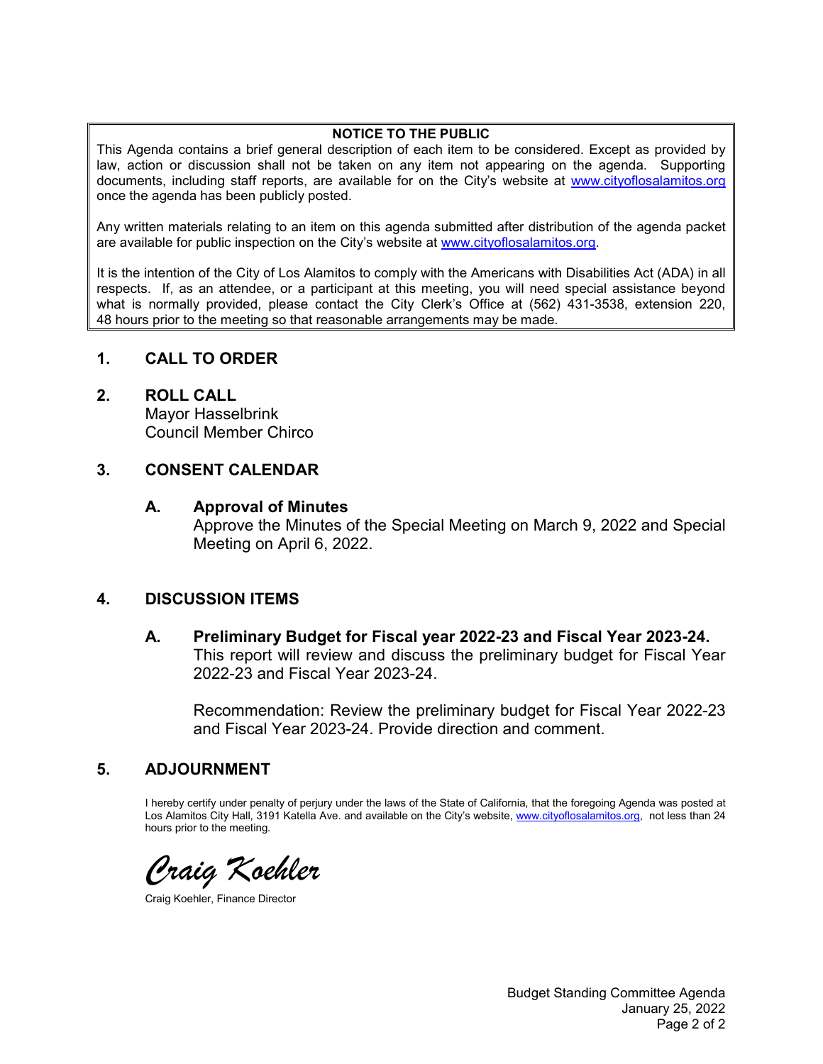**NOTICE TO THE PUBLIC**

This Agenda contains a brief general description of each item to be considered. Except as provided by law, action or discussion shall not be taken on any item not appearing on the agenda. Supporting documents, including staff reports, are available for on the City's website at www.cityoflosalamitos.org once the agenda has been publicly posted.

Any written materials relating to an item on this agenda submitted after distribution of the agenda packet are available for public inspection on the City's website at www.cityoflosalamitos.org.

It is the intention of the City of Los Alamitos to comply with the Americans with Disabilities Act (ADA) in all respects. If, as an attendee, or a participant at this meeting, you will need special assistance beyond what is normally provided, please contact the City Clerk's Office at (562) 431-3538, extension 220, 48 hours prior to the meeting so that reasonable arrangements may be made.

## 1. CALL TO ORDER

## 2. ROLL CALL

Mayor Hasselbrink
Council Member Chirco

## 3. CONSENT CALENDAR

### A. Approval of Minutes

Approve the Minutes of the Special Meeting on March 9, 2022 and Special Meeting on April 6, 2022.

## 4. DISCUSSION ITEMS

### A. Preliminary Budget for Fiscal year 2022-23 and Fiscal Year 2023-24.

This report will review and discuss the preliminary budget for Fiscal Year 2022-23 and Fiscal Year 2023-24.

Recommendation: Review the preliminary budget for Fiscal Year 2022-23 and Fiscal Year 2023-24. Provide direction and comment.

## 5. ADJOURNMENT

I hereby certify under penalty of perjury under the laws of the State of California, that the foregoing Agenda was posted at Los Alamitos City Hall, 3191 Katella Ave. and available on the City's website, www.cityoflosalamitos.org, not less than 24 hours prior to the meeting.

*Craig Koehler*

Craig Koehler, Finance Director

Budget Standing Committee Agenda
January 25, 2022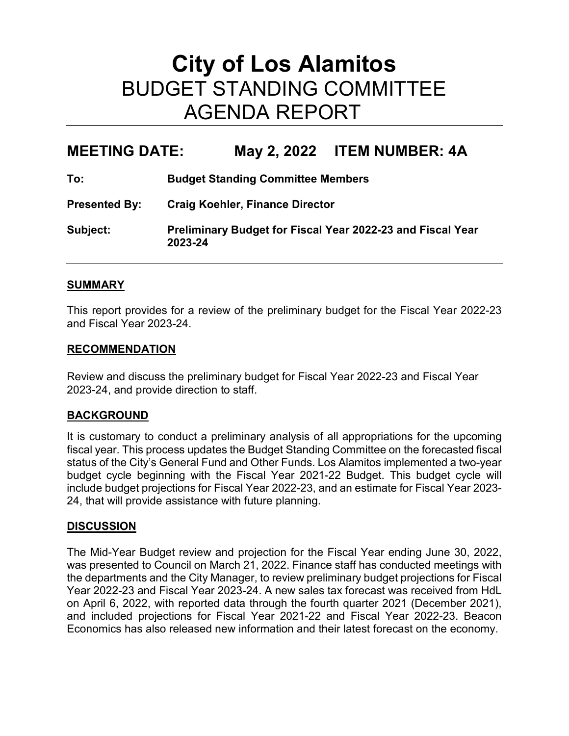# City of Los Alamitos

## BUDGET STANDING COMMITTEE AGENDA REPORT

---

## MEETING DATE: May 2, 2022 ITEM NUMBER: 4A

**To:** **Budget Standing Committee Members**

**Presented By:** **Craig Koehler, Finance Director**

**Subject:** **Preliminary Budget for Fiscal Year 2022-23 and Fiscal Year 2023-24**

---

### SUMMARY

This report provides for a review of the preliminary budget for the Fiscal Year 2022-23 and Fiscal Year 2023-24.

### RECOMMENDATION

Review and discuss the preliminary budget for Fiscal Year 2022-23 and Fiscal Year 2023-24, and provide direction to staff.

### BACKGROUND

It is customary to conduct a preliminary analysis of all appropriations for the upcoming fiscal year. This process updates the Budget Standing Committee on the forecasted fiscal status of the City's General Fund and Other Funds. Los Alamitos implemented a two-year budget cycle beginning with the Fiscal Year 2021-22 Budget. This budget cycle will include budget projections for Fiscal Year 2022-23, and an estimate for Fiscal Year 2023-24, that will provide assistance with future planning.

### DISCUSSION

The Mid-Year Budget review and projection for the Fiscal Year ending June 30, 2022, was presented to Council on March 21, 2022. Finance staff has conducted meetings with the departments and the City Manager, to review preliminary budget projections for Fiscal Year 2022-23 and Fiscal Year 2023-24. A new sales tax forecast was received from HdL on April 6, 2022, with reported data through the fourth quarter 2021 (December 2021), and included projections for Fiscal Year 2021-22 and Fiscal Year 2022-23. Beacon Economics has also released new information and their latest forecast on the economy.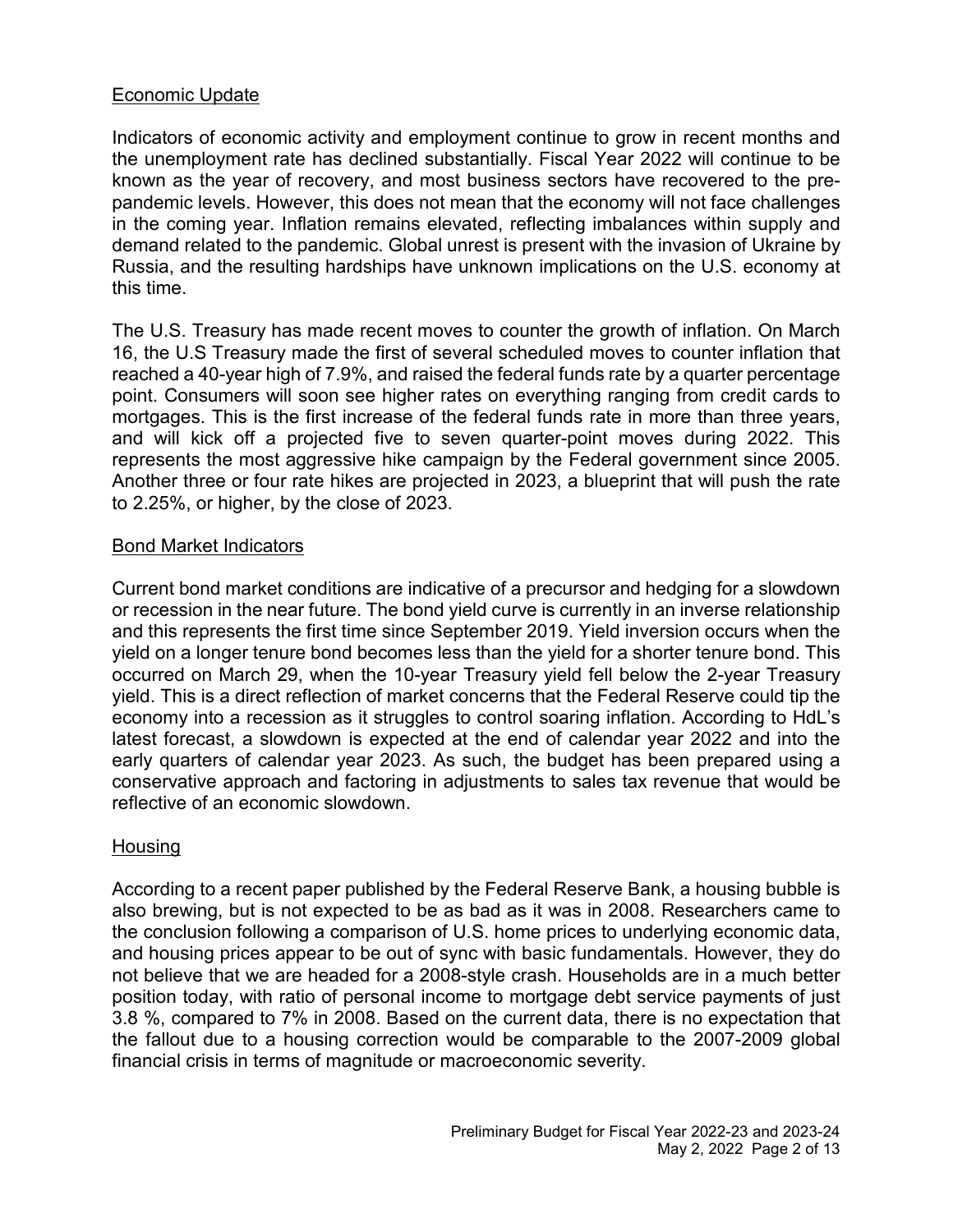## Economic Update

Indicators of economic activity and employment continue to grow in recent months and the unemployment rate has declined substantially. Fiscal Year 2022 will continue to be known as the year of recovery, and most business sectors have recovered to the pre-pandemic levels. However, this does not mean that the economy will not face challenges in the coming year. Inflation remains elevated, reflecting imbalances within supply and demand related to the pandemic. Global unrest is present with the invasion of Ukraine by Russia, and the resulting hardships have unknown implications on the U.S. economy at this time.

The U.S. Treasury has made recent moves to counter the growth of inflation. On March 16, the U.S Treasury made the first of several scheduled moves to counter inflation that reached a 40-year high of 7.9%, and raised the federal funds rate by a quarter percentage point. Consumers will soon see higher rates on everything ranging from credit cards to mortgages. This is the first increase of the federal funds rate in more than three years, and will kick off a projected five to seven quarter-point moves during 2022. This represents the most aggressive hike campaign by the Federal government since 2005. Another three or four rate hikes are projected in 2023, a blueprint that will push the rate to 2.25%, or higher, by the close of 2023.

## Bond Market Indicators

Current bond market conditions are indicative of a precursor and hedging for a slowdown or recession in the near future. The bond yield curve is currently in an inverse relationship and this represents the first time since September 2019. Yield inversion occurs when the yield on a longer tenure bond becomes less than the yield for a shorter tenure bond. This occurred on March 29, when the 10-year Treasury yield fell below the 2-year Treasury yield. This is a direct reflection of market concerns that the Federal Reserve could tip the economy into a recession as it struggles to control soaring inflation. According to HdL's latest forecast, a slowdown is expected at the end of calendar year 2022 and into the early quarters of calendar year 2023. As such, the budget has been prepared using a conservative approach and factoring in adjustments to sales tax revenue that would be reflective of an economic slowdown.

## Housing

According to a recent paper published by the Federal Reserve Bank, a housing bubble is also brewing, but is not expected to be as bad as it was in 2008. Researchers came to the conclusion following a comparison of U.S. home prices to underlying economic data, and housing prices appear to be out of sync with basic fundamentals. However, they do not believe that we are headed for a 2008-style crash. Households are in a much better position today, with ratio of personal income to mortgage debt service payments of just 3.8 %, compared to 7% in 2008. Based on the current data, there is no expectation that the fallout due to a housing correction would be comparable to the 2007-2009 global financial crisis in terms of magnitude or macroeconomic severity.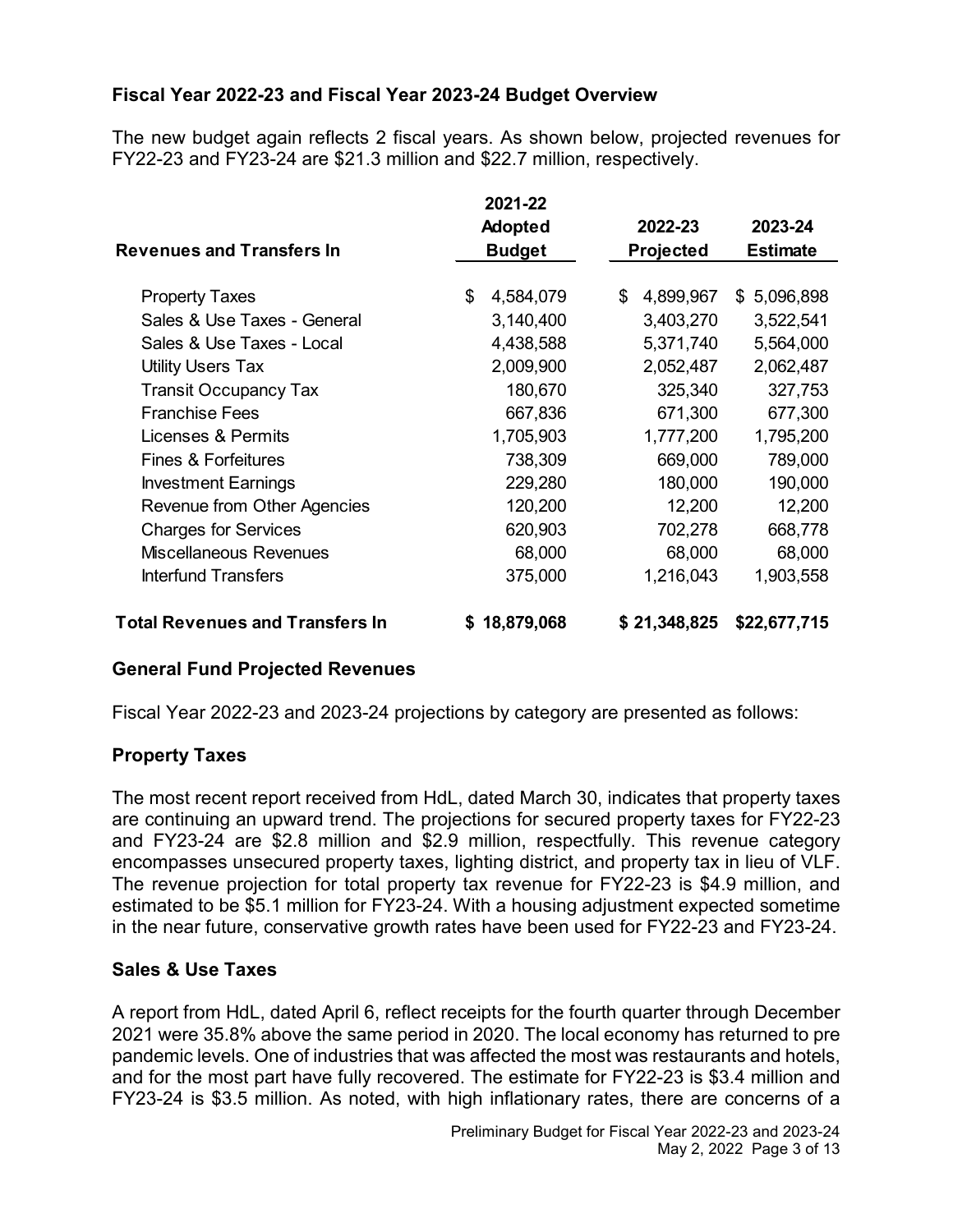## Fiscal Year 2022-23 and Fiscal Year 2023-24 Budget Overview

The new budget again reflects 2 fiscal years. As shown below, projected revenues for FY22-23 and FY23-24 are $21.3 million and $22.7 million, respectively.

| Revenues and Transfers In | 2021-22 Adopted Budget | 2022-23 Projected | 2023-24 Estimate |
|---|---|---|---|
| Property Taxes | $ 4,584,079 | $ 4,899,967 | $ 5,096,898 |
| Sales & Use Taxes - General | 3,140,400 | 3,403,270 | 3,522,541 |
| Sales & Use Taxes - Local | 4,438,588 | 5,371,740 | 5,564,000 |
| Utility Users Tax | 2,009,900 | 2,052,487 | 2,062,487 |
| Transit Occupancy Tax | 180,670 | 325,340 | 327,753 |
| Franchise Fees | 667,836 | 671,300 | 677,300 |
| Licenses & Permits | 1,705,903 | 1,777,200 | 1,795,200 |
| Fines & Forfeitures | 738,309 | 669,000 | 789,000 |
| Investment Earnings | 229,280 | 180,000 | 190,000 |
| Revenue from Other Agencies | 120,200 | 12,200 | 12,200 |
| Charges for Services | 620,903 | 702,278 | 668,778 |
| Miscellaneous Revenues | 68,000 | 68,000 | 68,000 |
| Interfund Transfers | 375,000 | 1,216,043 | 1,903,558 |
| **Total Revenues and Transfers In** | **$ 18,879,068** | **$ 21,348,825** | **$22,677,715** |

## General Fund Projected Revenues

Fiscal Year 2022-23 and 2023-24 projections by category are presented as follows:

### Property Taxes

The most recent report received from HdL, dated March 30, indicates that property taxes are continuing an upward trend. The projections for secured property taxes for FY22-23 and FY23-24 are $2.8 million and $2.9 million, respectfully. This revenue category encompasses unsecured property taxes, lighting district, and property tax in lieu of VLF. The revenue projection for total property tax revenue for FY22-23 is $4.9 million, and estimated to be $5.1 million for FY23-24. With a housing adjustment expected sometime in the near future, conservative growth rates have been used for FY22-23 and FY23-24.

### Sales & Use Taxes

A report from HdL, dated April 6, reflect receipts for the fourth quarter through December 2021 were 35.8% above the same period in 2020. The local economy has returned to pre pandemic levels. One of industries that was affected the most was restaurants and hotels, and for the most part have fully recovered. The estimate for FY22-23 is $3.4 million and FY23-24 is $3.5 million. As noted, with high inflationary rates, there are concerns of a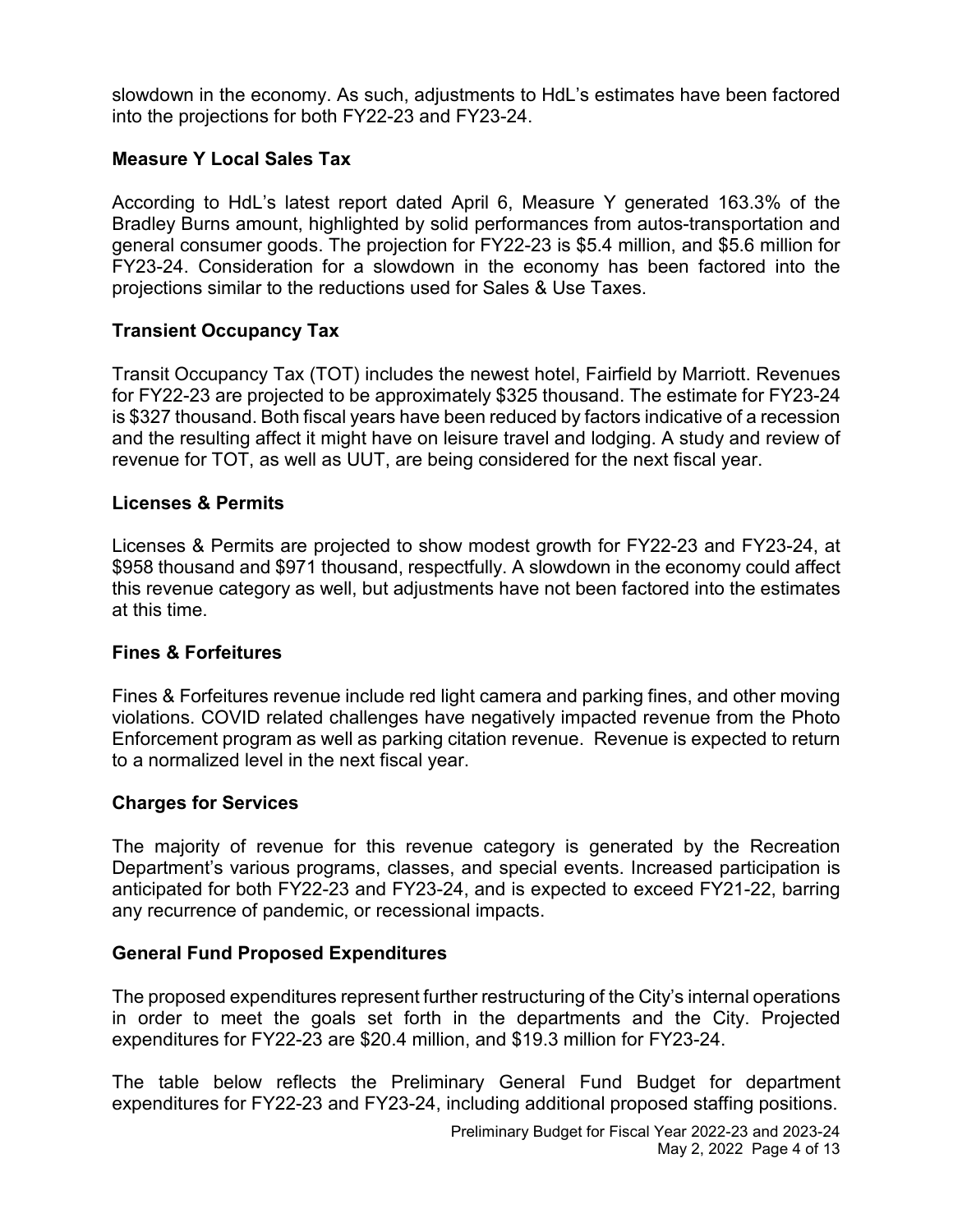slowdown in the economy. As such, adjustments to HdL's estimates have been factored into the projections for both FY22-23 and FY23-24.

## Measure Y Local Sales Tax

According to HdL's latest report dated April 6, Measure Y generated 163.3% of the Bradley Burns amount, highlighted by solid performances from autos-transportation and general consumer goods. The projection for FY22-23 is $5.4 million, and $5.6 million for FY23-24. Consideration for a slowdown in the economy has been factored into the projections similar to the reductions used for Sales & Use Taxes.

## Transient Occupancy Tax

Transit Occupancy Tax (TOT) includes the newest hotel, Fairfield by Marriott. Revenues for FY22-23 are projected to be approximately $325 thousand. The estimate for FY23-24 is $327 thousand. Both fiscal years have been reduced by factors indicative of a recession and the resulting affect it might have on leisure travel and lodging. A study and review of revenue for TOT, as well as UUT, are being considered for the next fiscal year.

## Licenses & Permits

Licenses & Permits are projected to show modest growth for FY22-23 and FY23-24, at $958 thousand and $971 thousand, respectfully. A slowdown in the economy could affect this revenue category as well, but adjustments have not been factored into the estimates at this time.

## Fines & Forfeitures

Fines & Forfeitures revenue include red light camera and parking fines, and other moving violations. COVID related challenges have negatively impacted revenue from the Photo Enforcement program as well as parking citation revenue. Revenue is expected to return to a normalized level in the next fiscal year.

## Charges for Services

The majority of revenue for this revenue category is generated by the Recreation Department's various programs, classes, and special events. Increased participation is anticipated for both FY22-23 and FY23-24, and is expected to exceed FY21-22, barring any recurrence of pandemic, or recessional impacts.

## General Fund Proposed Expenditures

The proposed expenditures represent further restructuring of the City's internal operations in order to meet the goals set forth in the departments and the City. Projected expenditures for FY22-23 are $20.4 million, and $19.3 million for FY23-24.

The table below reflects the Preliminary General Fund Budget for department expenditures for FY22-23 and FY23-24, including additional proposed staffing positions.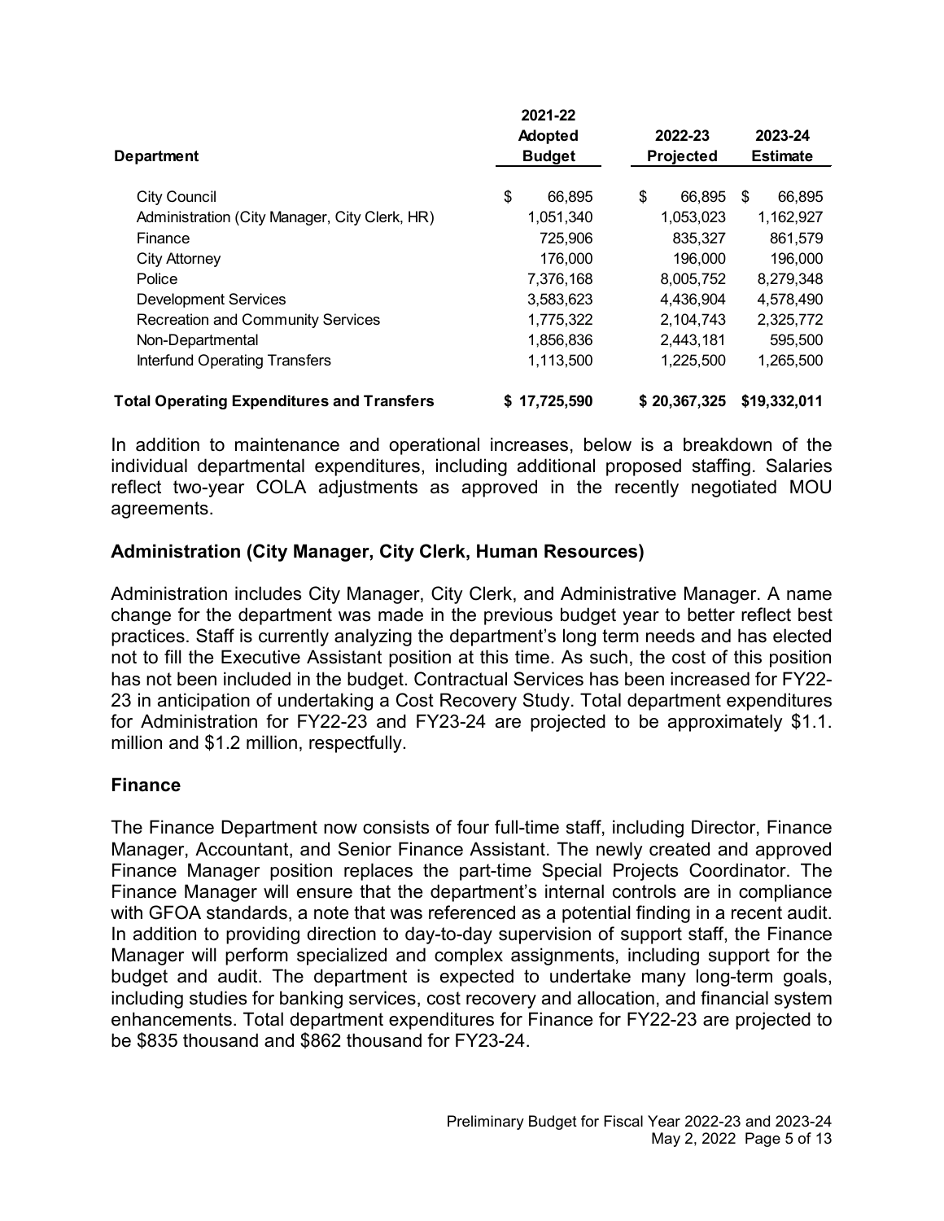| Department | 2021-22 Adopted Budget | 2022-23 Projected | 2023-24 Estimate |
|---|---|---|---|
| City Council | $ 66,895 | $ 66,895 | $ 66,895 |
| Administration (City Manager, City Clerk, HR) | 1,051,340 | 1,053,023 | 1,162,927 |
| Finance | 725,906 | 835,327 | 861,579 |
| City Attorney | 176,000 | 196,000 | 196,000 |
| Police | 7,376,168 | 8,005,752 | 8,279,348 |
| Development Services | 3,583,623 | 4,436,904 | 4,578,490 |
| Recreation and Community Services | 1,775,322 | 2,104,743 | 2,325,772 |
| Non-Departmental | 1,856,836 | 2,443,181 | 595,500 |
| Interfund Operating Transfers | 1,113,500 | 1,225,500 | 1,265,500 |
| **Total Operating Expenditures and Transfers** | **$ 17,725,590** | **$ 20,367,325** | **$19,332,011** |

In addition to maintenance and operational increases, below is a breakdown of the individual departmental expenditures, including additional proposed staffing. Salaries reflect two-year COLA adjustments as approved in the recently negotiated MOU agreements.

### Administration (City Manager, City Clerk, Human Resources)

Administration includes City Manager, City Clerk, and Administrative Manager. A name change for the department was made in the previous budget year to better reflect best practices. Staff is currently analyzing the department's long term needs and has elected not to fill the Executive Assistant position at this time. As such, the cost of this position has not been included in the budget. Contractual Services has been increased for FY22-23 in anticipation of undertaking a Cost Recovery Study. Total department expenditures for Administration for FY22-23 and FY23-24 are projected to be approximately $1.1. million and $1.2 million, respectfully.

### Finance

The Finance Department now consists of four full-time staff, including Director, Finance Manager, Accountant, and Senior Finance Assistant. The newly created and approved Finance Manager position replaces the part-time Special Projects Coordinator. The Finance Manager will ensure that the department's internal controls are in compliance with GFOA standards, a note that was referenced as a potential finding in a recent audit. In addition to providing direction to day-to-day supervision of support staff, the Finance Manager will perform specialized and complex assignments, including support for the budget and audit. The department is expected to undertake many long-term goals, including studies for banking services, cost recovery and allocation, and financial system enhancements. Total department expenditures for Finance for FY22-23 are projected to be $835 thousand and $862 thousand for FY23-24.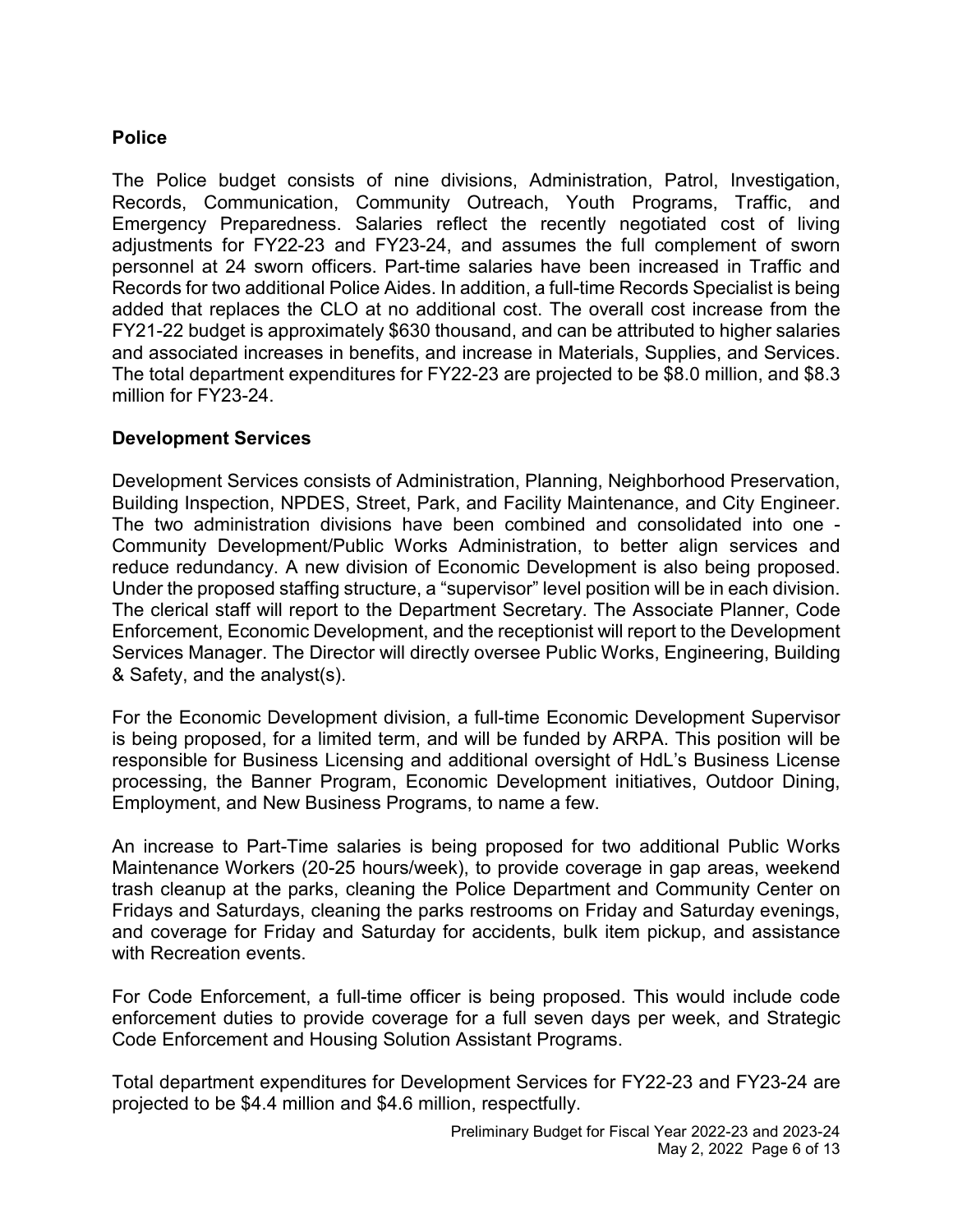## Police

The Police budget consists of nine divisions, Administration, Patrol, Investigation, Records, Communication, Community Outreach, Youth Programs, Traffic, and Emergency Preparedness. Salaries reflect the recently negotiated cost of living adjustments for FY22-23 and FY23-24, and assumes the full complement of sworn personnel at 24 sworn officers. Part-time salaries have been increased in Traffic and Records for two additional Police Aides. In addition, a full-time Records Specialist is being added that replaces the CLO at no additional cost. The overall cost increase from the FY21-22 budget is approximately $630 thousand, and can be attributed to higher salaries and associated increases in benefits, and increase in Materials, Supplies, and Services. The total department expenditures for FY22-23 are projected to be $8.0 million, and $8.3 million for FY23-24.

## Development Services

Development Services consists of Administration, Planning, Neighborhood Preservation, Building Inspection, NPDES, Street, Park, and Facility Maintenance, and City Engineer. The two administration divisions have been combined and consolidated into one - Community Development/Public Works Administration, to better align services and reduce redundancy. A new division of Economic Development is also being proposed. Under the proposed staffing structure, a "supervisor" level position will be in each division. The clerical staff will report to the Department Secretary. The Associate Planner, Code Enforcement, Economic Development, and the receptionist will report to the Development Services Manager. The Director will directly oversee Public Works, Engineering, Building & Safety, and the analyst(s).

For the Economic Development division, a full-time Economic Development Supervisor is being proposed, for a limited term, and will be funded by ARPA. This position will be responsible for Business Licensing and additional oversight of HdL's Business License processing, the Banner Program, Economic Development initiatives, Outdoor Dining, Employment, and New Business Programs, to name a few.

An increase to Part-Time salaries is being proposed for two additional Public Works Maintenance Workers (20-25 hours/week), to provide coverage in gap areas, weekend trash cleanup at the parks, cleaning the Police Department and Community Center on Fridays and Saturdays, cleaning the parks restrooms on Friday and Saturday evenings, and coverage for Friday and Saturday for accidents, bulk item pickup, and assistance with Recreation events.

For Code Enforcement, a full-time officer is being proposed. This would include code enforcement duties to provide coverage for a full seven days per week, and Strategic Code Enforcement and Housing Solution Assistant Programs.

Total department expenditures for Development Services for FY22-23 and FY23-24 are projected to be $4.4 million and $4.6 million, respectfully.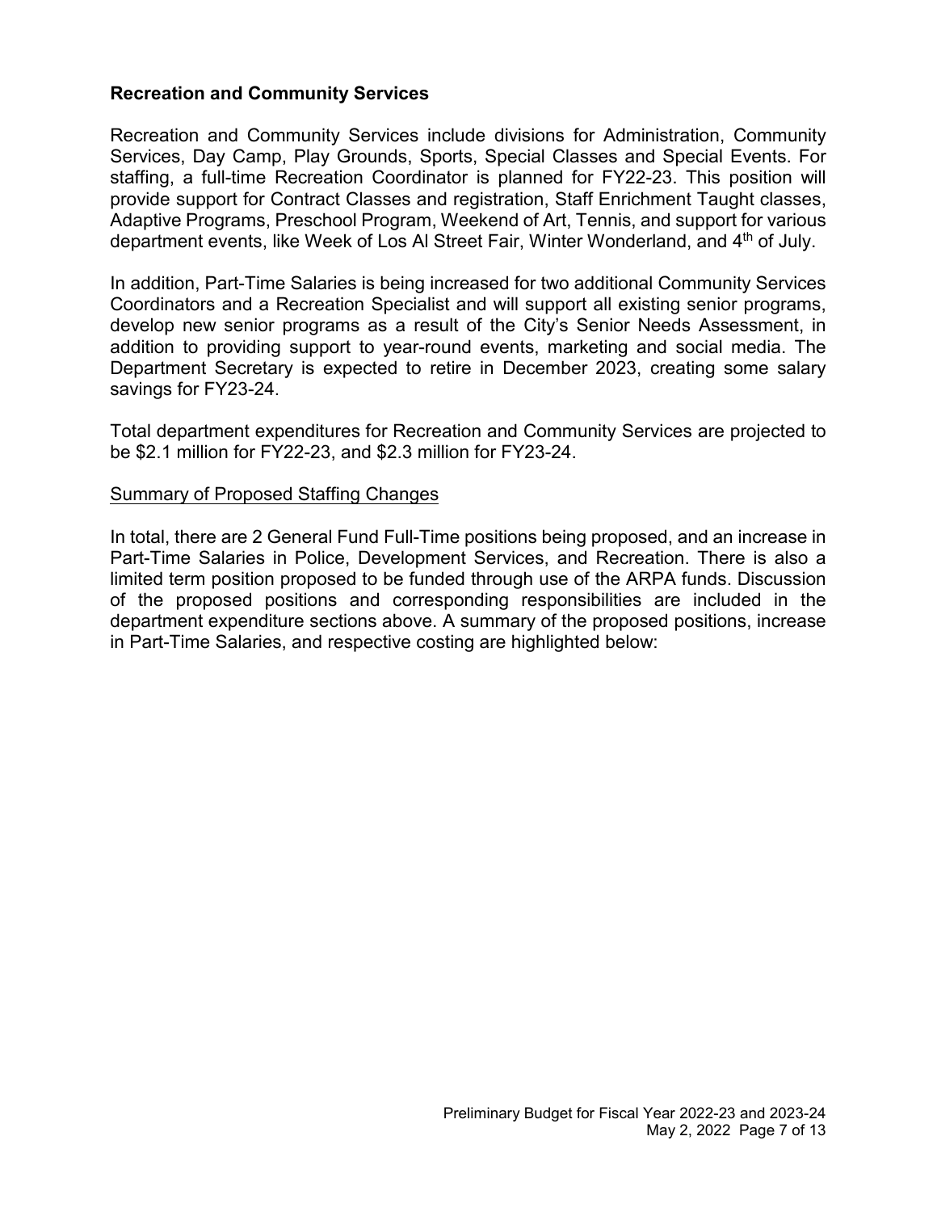### Recreation and Community Services

Recreation and Community Services include divisions for Administration, Community Services, Day Camp, Play Grounds, Sports, Special Classes and Special Events. For staffing, a full-time Recreation Coordinator is planned for FY22-23. This position will provide support for Contract Classes and registration, Staff Enrichment Taught classes, Adaptive Programs, Preschool Program, Weekend of Art, Tennis, and support for various department events, like Week of Los Al Street Fair, Winter Wonderland, and 4th of July.

In addition, Part-Time Salaries is being increased for two additional Community Services Coordinators and a Recreation Specialist and will support all existing senior programs, develop new senior programs as a result of the City's Senior Needs Assessment, in addition to providing support to year-round events, marketing and social media. The Department Secretary is expected to retire in December 2023, creating some salary savings for FY23-24.

Total department expenditures for Recreation and Community Services are projected to be $2.1 million for FY22-23, and $2.3 million for FY23-24.

Summary of Proposed Staffing Changes

In total, there are 2 General Fund Full-Time positions being proposed, and an increase in Part-Time Salaries in Police, Development Services, and Recreation. There is also a limited term position proposed to be funded through use of the ARPA funds. Discussion of the proposed positions and corresponding responsibilities are included in the department expenditure sections above. A summary of the proposed positions, increase in Part-Time Salaries, and respective costing are highlighted below: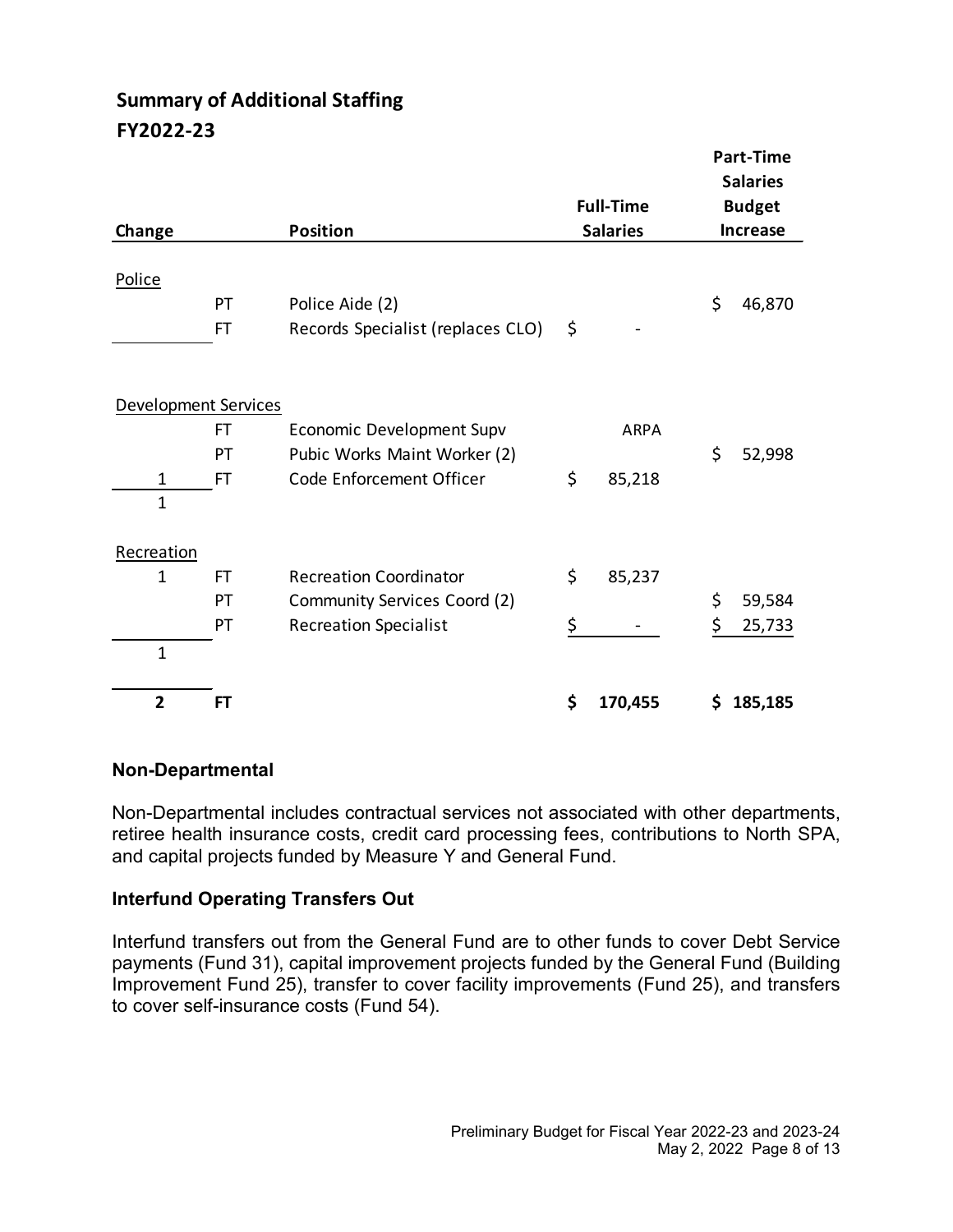## Summary of Additional Staffing
## FY2022-23

| Change | | Position | Full-Time Salaries | Part-Time Salaries Budget Increase |
|---|---|---|---|---|
| Police | | | | |
| | PT | Police Aide (2) | | $ 46,870 |
| | FT | Records Specialist (replaces CLO) | $ - | |
| Development Services | | | | |
| | FT | Economic Development Supv | ARPA | |
| | PT | Pubic Works Maint Worker (2) | | $ 52,998 |
| 1 | FT | Code Enforcement Officer | $ 85,218 | |
| 1 | | | | |
| Recreation | | | | |
| 1 | FT | Recreation Coordinator | $ 85,237 | |
| | PT | Community Services Coord (2) | | $ 59,584 |
| | PT | Recreation Specialist | $ - | $ 25,733 |
| 1 | | | | |
| **2** | **FT** | | **$ 170,455** | **$ 185,185** |

### Non-Departmental

Non-Departmental includes contractual services not associated with other departments, retiree health insurance costs, credit card processing fees, contributions to North SPA, and capital projects funded by Measure Y and General Fund.

### Interfund Operating Transfers Out

Interfund transfers out from the General Fund are to other funds to cover Debt Service payments (Fund 31), capital improvement projects funded by the General Fund (Building Improvement Fund 25), transfer to cover facility improvements (Fund 25), and transfers to cover self-insurance costs (Fund 54).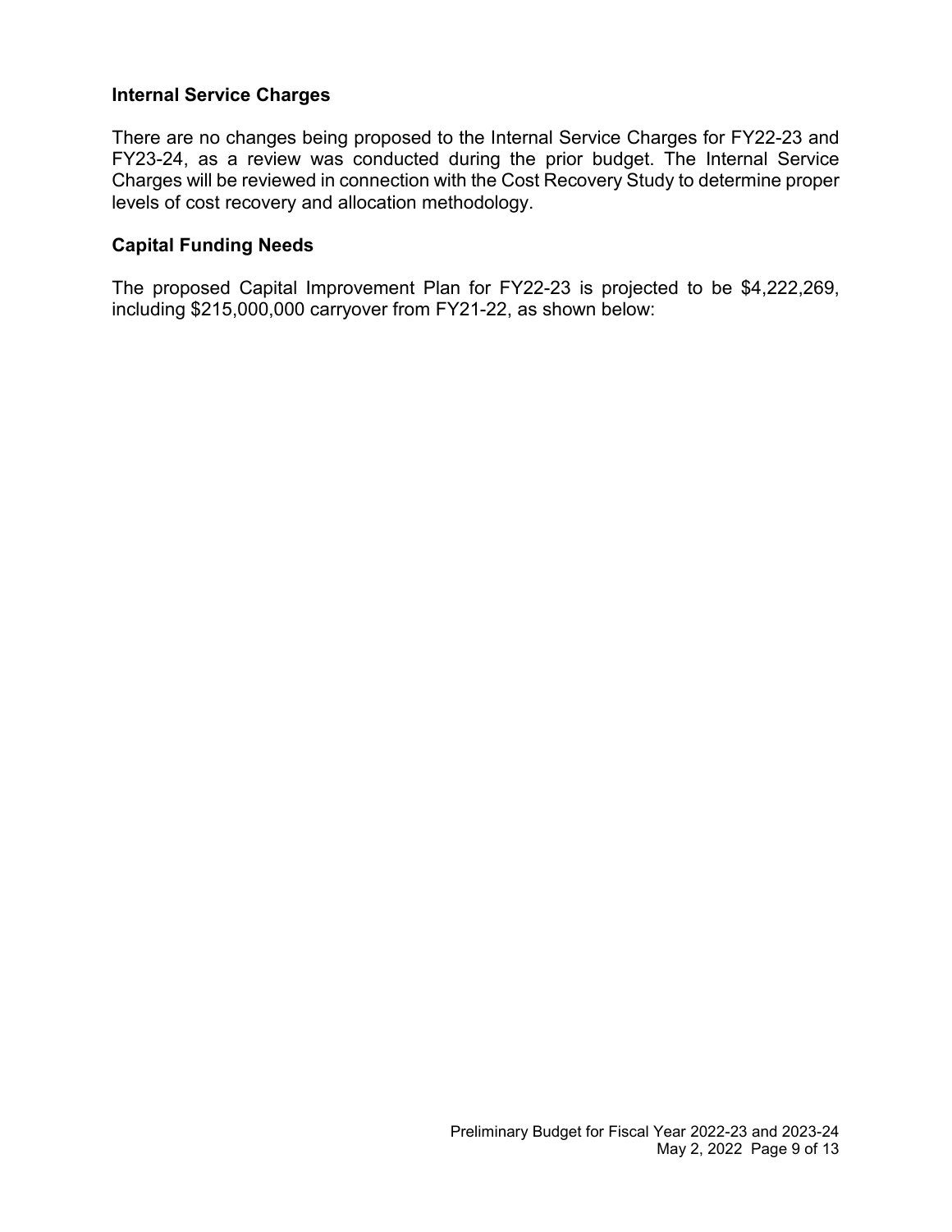### Internal Service Charges

There are no changes being proposed to the Internal Service Charges for FY22-23 and FY23-24, as a review was conducted during the prior budget. The Internal Service Charges will be reviewed in connection with the Cost Recovery Study to determine proper levels of cost recovery and allocation methodology.

### Capital Funding Needs

The proposed Capital Improvement Plan for FY22-23 is projected to be $4,222,269, including $215,000,000 carryover from FY21-22, as shown below: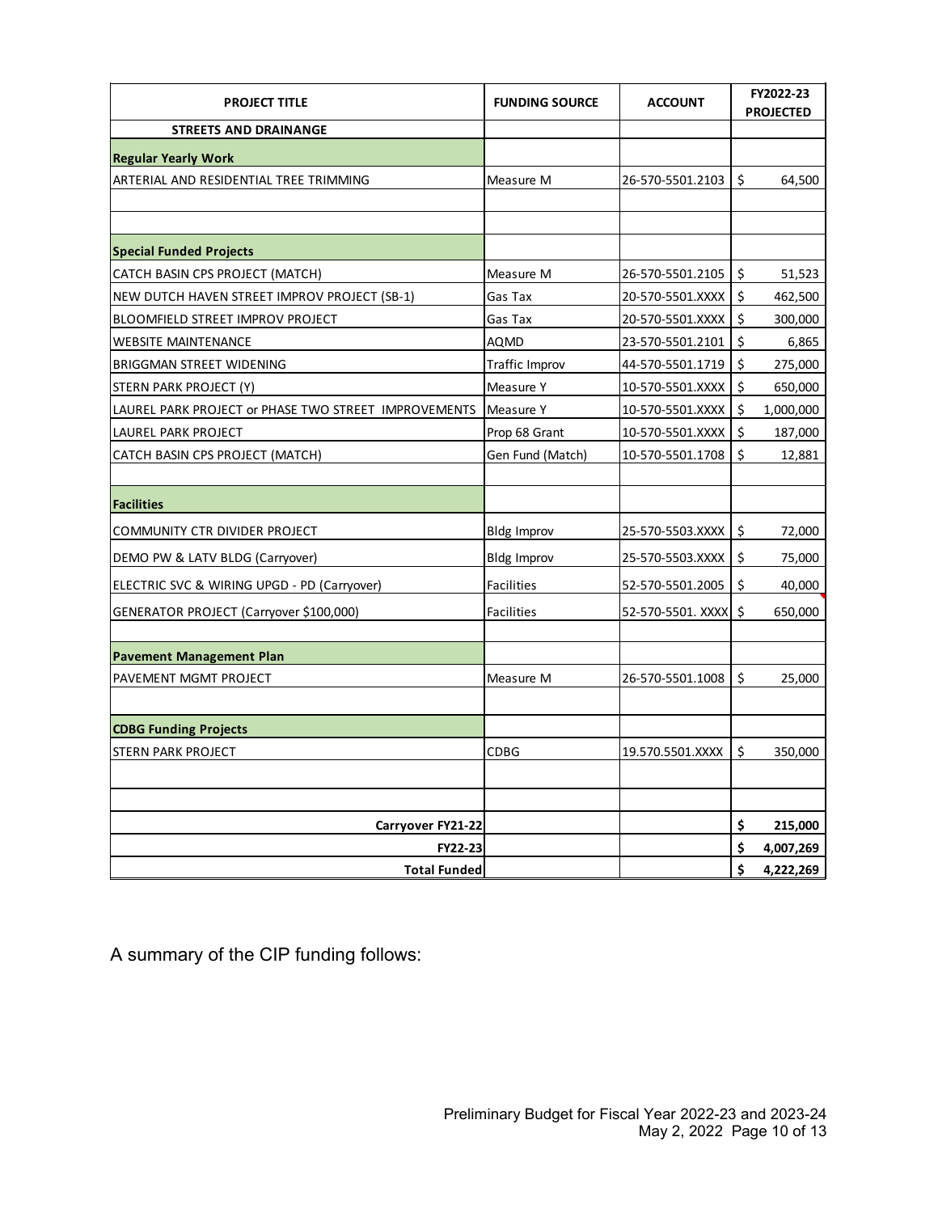| PROJECT TITLE | FUNDING SOURCE | ACCOUNT | FY2022-23 PROJECTED |
|---|---|---|---|
| **STREETS AND DRAINANGE** | | | |
| **Regular Yearly Work** | | | |
| ARTERIAL AND RESIDENTIAL TREE TRIMMING | Measure M | 26-570-5501.2103 | $ 64,500 |
| | | | |
| | | | |
| **Special Funded Projects** | | | |
| CATCH BASIN CPS PROJECT (MATCH) | Measure M | 26-570-5501.2105 | $ 51,523 |
| NEW DUTCH HAVEN STREET IMPROV PROJECT (SB-1) | Gas Tax | 20-570-5501.XXXX | $ 462,500 |
| BLOOMFIELD STREET IMPROV PROJECT | Gas Tax | 20-570-5501.XXXX | $ 300,000 |
| WEBSITE MAINTENANCE | AQMD | 23-570-5501.2101 | $ 6,865 |
| BRIGGMAN STREET WIDENING | Traffic Improv | 44-570-5501.1719 | $ 275,000 |
| STERN PARK PROJECT (Y) | Measure Y | 10-570-5501.XXXX | $ 650,000 |
| LAUREL PARK PROJECT or PHASE TWO STREET IMPROVEMENTS | Measure Y | 10-570-5501.XXXX | $ 1,000,000 |
| LAUREL PARK PROJECT | Prop 68 Grant | 10-570-5501.XXXX | $ 187,000 |
| CATCH BASIN CPS PROJECT (MATCH) | Gen Fund (Match) | 10-570-5501.1708 | $ 12,881 |
| | | | |
| **Facilities** | | | |
| COMMUNITY CTR DIVIDER PROJECT | Bldg Improv | 25-570-5503.XXXX | $ 72,000 |
| DEMO PW & LATV BLDG (Carryover) | Bldg Improv | 25-570-5503.XXXX | $ 75,000 |
| ELECTRIC SVC & WIRING UPGD - PD (Carryover) | Facilities | 52-570-5501.2005 | $ 40,000 |
| GENERATOR PROJECT (Carryover $100,000) | Facilities | 52-570-5501. XXXX | $ 650,000 |
| | | | |
| **Pavement Management Plan** | | | |
| PAVEMENT MGMT PROJECT | Measure M | 26-570-5501.1008 | $ 25,000 |
| | | | |
| **CDBG Funding Projects** | | | |
| STERN PARK PROJECT | CDBG | 19.570.5501.XXXX | $ 350,000 |
| | | | |
| | | | |
| **Carryover FY21-22** | | | **$ 215,000** |
| **FY22-23** | | | **$ 4,007,269** |
| **Total Funded** | | | **$ 4,222,269** |

A summary of the CIP funding follows: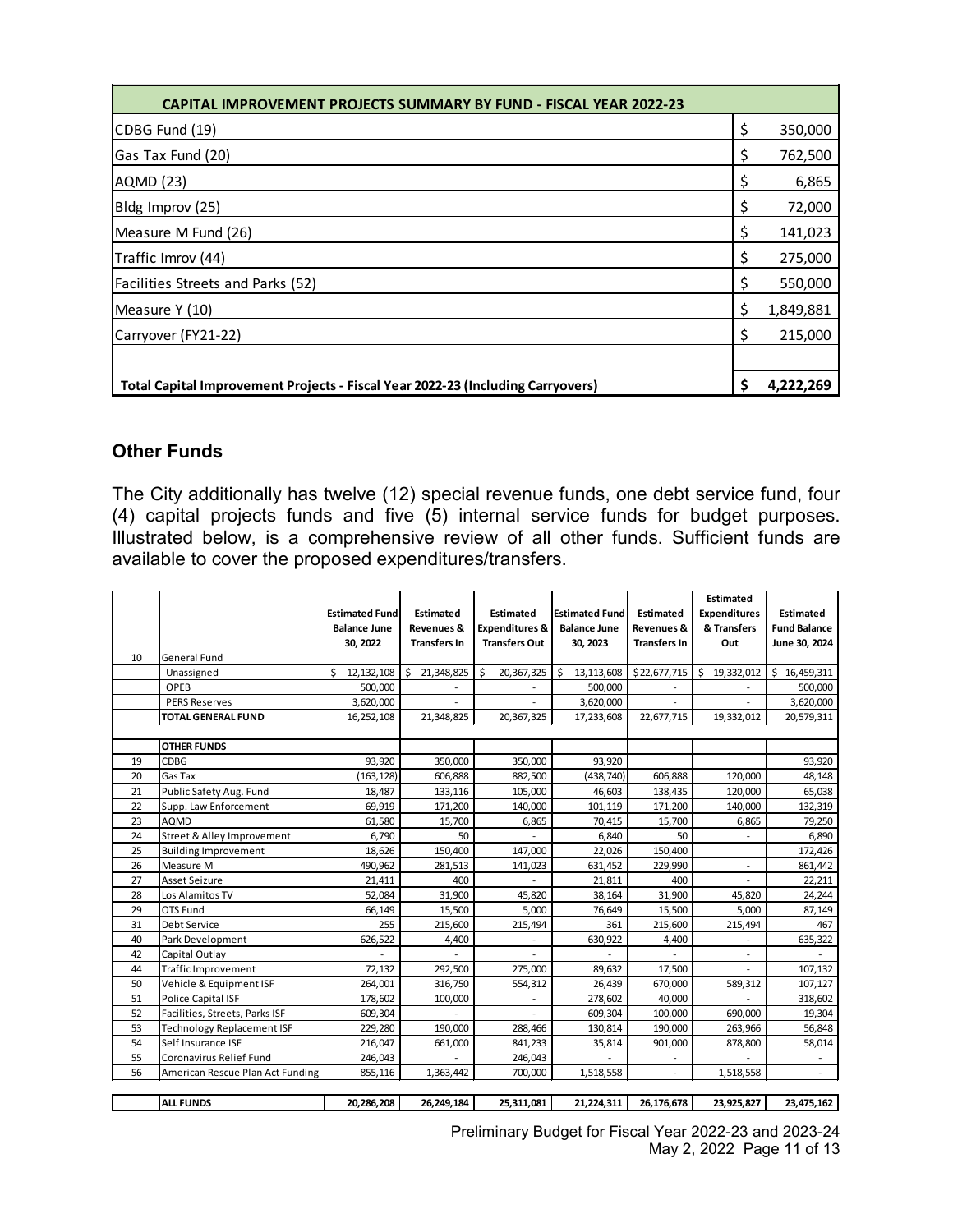| CAPITAL IMPROVEMENT PROJECTS SUMMARY BY FUND - FISCAL YEAR 2022-23 | |
|---|---|
| CDBG Fund (19) | $ 350,000 |
| Gas Tax Fund (20) | $ 762,500 |
| AQMD (23) | $ 6,865 |
| Bldg Improv (25) | $ 72,000 |
| Measure M Fund (26) | $ 141,023 |
| Traffic Imrov (44) | $ 275,000 |
| Facilities Streets and Parks (52) | $ 550,000 |
| Measure Y (10) | $ 1,849,881 |
| Carryover (FY21-22) | $ 215,000 |
| | |
| **Total Capital Improvement Projects - Fiscal Year 2022-23 (Including Carryovers)** | **$ 4,222,269** |

## Other Funds

The City additionally has twelve (12) special revenue funds, one debt service fund, four (4) capital projects funds and five (5) internal service funds for budget purposes. Illustrated below, is a comprehensive review of all other funds. Sufficient funds are available to cover the proposed expenditures/transfers.

| | | Estimated Fund Balance June 30, 2022 | Estimated Revenues & Transfers In | Estimated Expenditures & Transfers Out | Estimated Fund Balance June 30, 2023 | Estimated Revenues & Transfers In | Estimated Expenditures & Transfers Out | Estimated Fund Balance June 30, 2024 |
|---|---|---|---|---|---|---|---|---|
| 10 | General Fund | | | | | | | |
| | Unassigned | $ 12,132,108 | $ 21,348,825 | $ 20,367,325 | $ 13,113,608 | $22,677,715 | $ 19,332,012 | $ 16,459,311 |
| | OPEB | 500,000 | - | - | 500,000 | - | - | 500,000 |
| | PERS Reserves | 3,620,000 | - | - | 3,620,000 | - | - | 3,620,000 |
| | **TOTAL GENERAL FUND** | 16,252,108 | 21,348,825 | 20,367,325 | 17,233,608 | 22,677,715 | 19,332,012 | 20,579,311 |
| | | | | | | | | |
| | **OTHER FUNDS** | | | | | | | |
| 19 | CDBG | 93,920 | 350,000 | 350,000 | 93,920 | | | 93,920 |
| 20 | Gas Tax | (163,128) | 606,888 | 882,500 | (438,740) | 606,888 | 120,000 | 48,148 |
| 21 | Public Safety Aug. Fund | 18,487 | 133,116 | 105,000 | 46,603 | 138,435 | 120,000 | 65,038 |
| 22 | Supp. Law Enforcement | 69,919 | 171,200 | 140,000 | 101,119 | 171,200 | 140,000 | 132,319 |
| 23 | AQMD | 61,580 | 15,700 | 6,865 | 70,415 | 15,700 | 6,865 | 79,250 |
| 24 | Street & Alley Improvement | 6,790 | 50 | - | 6,840 | 50 | - | 6,890 |
| 25 | Building Improvement | 18,626 | 150,400 | 147,000 | 22,026 | 150,400 | | 172,426 |
| 26 | Measure M | 490,962 | 281,513 | 141,023 | 631,452 | 229,990 | - | 861,442 |
| 27 | Asset Seizure | 21,411 | 400 | - | 21,811 | 400 | - | 22,211 |
| 28 | Los Alamitos TV | 52,084 | 31,900 | 45,820 | 38,164 | 31,900 | 45,820 | 24,244 |
| 29 | OTS Fund | 66,149 | 15,500 | 5,000 | 76,649 | 15,500 | 5,000 | 87,149 |
| 31 | Debt Service | 255 | 215,600 | 215,494 | 361 | 215,600 | 215,494 | 467 |
| 40 | Park Development | 626,522 | 4,400 | - | 630,922 | 4,400 | - | 635,322 |
| 42 | Capital Outlay | - | - | - | - | - | - | - |
| 44 | Traffic Improvement | 72,132 | 292,500 | 275,000 | 89,632 | 17,500 | - | 107,132 |
| 50 | Vehicle & Equipment ISF | 264,001 | 316,750 | 554,312 | 26,439 | 670,000 | 589,312 | 107,127 |
| 51 | Police Capital ISF | 178,602 | 100,000 | - | 278,602 | 40,000 | - | 318,602 |
| 52 | Facilities, Streets, Parks ISF | 609,304 | - | - | 609,304 | 100,000 | 690,000 | 19,304 |
| 53 | Technology Replacement ISF | 229,280 | 190,000 | 288,466 | 130,814 | 190,000 | 263,966 | 56,848 |
| 54 | Self Insurance ISF | 216,047 | 661,000 | 841,233 | 35,814 | 901,000 | 878,800 | 58,014 |
| 55 | Coronavirus Relief Fund | 246,043 | - | 246,043 | - | - | - | - |
| 56 | American Rescue Plan Act Funding | 855,116 | 1,363,442 | 700,000 | 1,518,558 | - | 1,518,558 | - |
| | | | | | | | | |
| | **ALL FUNDS** | **20,286,208** | **26,249,184** | **25,311,081** | **21,224,311** | **26,176,678** | **23,925,827** | **23,475,162** |

Preliminary Budget for Fiscal Year 2022-23 and 2023-24
May 2, 2022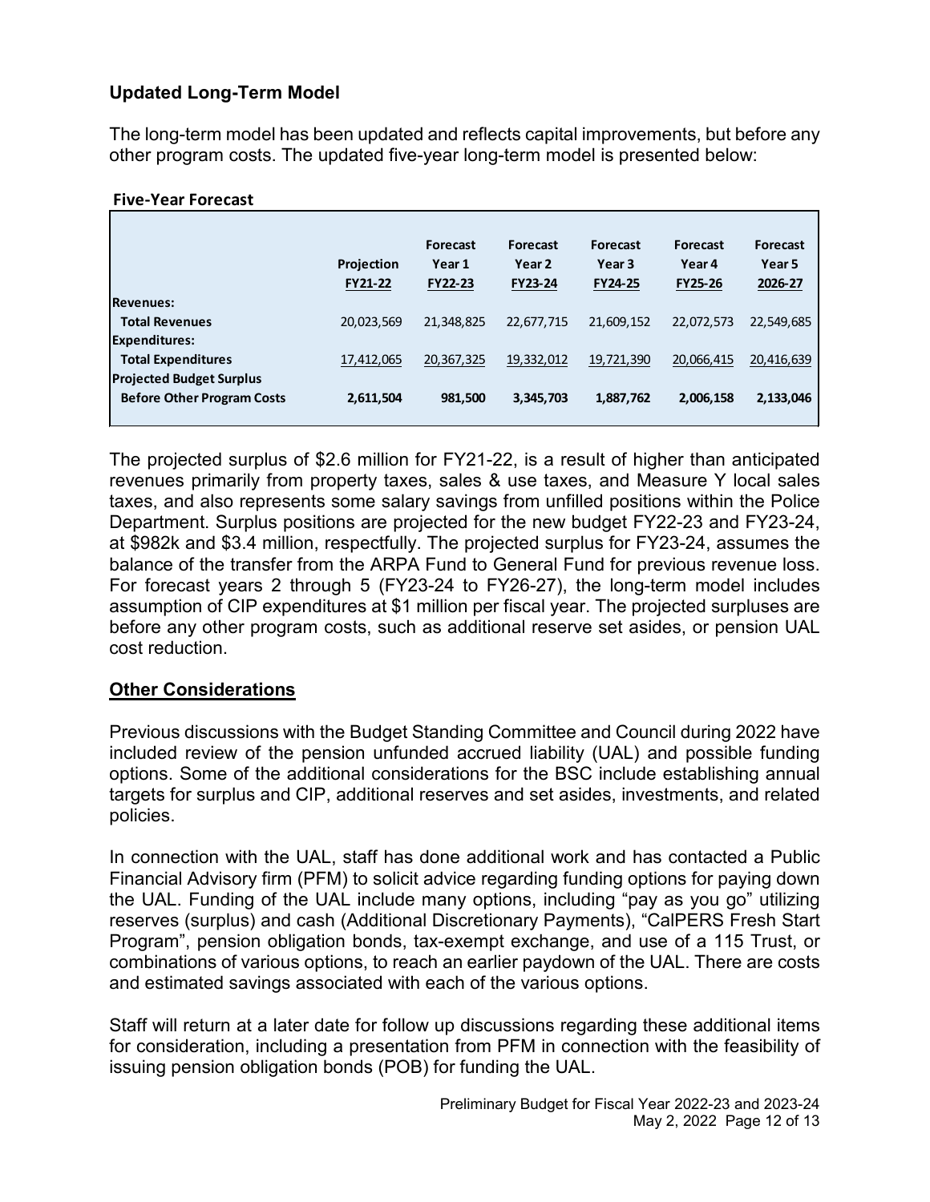### Updated Long-Term Model

The long-term model has been updated and reflects capital improvements, but before any other program costs. The updated five-year long-term model is presented below:

**Five-Year Forecast**

| | Projection FY21-22 | Forecast Year 1 FY22-23 | Forecast Year 2 FY23-24 | Forecast Year 3 FY24-25 | Forecast Year 4 FY25-26 | Forecast Year 5 2026-27 |
|---|---|---|---|---|---|---|
| **Revenues:** | | | | | | |
| **Total Revenues** | 20,023,569 | 21,348,825 | 22,677,715 | 21,609,152 | 22,072,573 | 22,549,685 |
| **Expenditures:** | | | | | | |
| **Total Expenditures** | 17,412,065 | 20,367,325 | 19,332,012 | 19,721,390 | 20,066,415 | 20,416,639 |
| **Projected Budget Surplus** | | | | | | |
| **Before Other Program Costs** | **2,611,504** | **981,500** | **3,345,703** | **1,887,762** | **2,006,158** | **2,133,046** |

The projected surplus of $2.6 million for FY21-22, is a result of higher than anticipated revenues primarily from property taxes, sales & use taxes, and Measure Y local sales taxes, and also represents some salary savings from unfilled positions within the Police Department. Surplus positions are projected for the new budget FY22-23 and FY23-24, at $982k and $3.4 million, respectfully. The projected surplus for FY23-24, assumes the balance of the transfer from the ARPA Fund to General Fund for previous revenue loss. For forecast years 2 through 5 (FY23-24 to FY26-27), the long-term model includes assumption of CIP expenditures at $1 million per fiscal year. The projected surpluses are before any other program costs, such as additional reserve set asides, or pension UAL cost reduction.

### Other Considerations

Previous discussions with the Budget Standing Committee and Council during 2022 have included review of the pension unfunded accrued liability (UAL) and possible funding options. Some of the additional considerations for the BSC include establishing annual targets for surplus and CIP, additional reserves and set asides, investments, and related policies.

In connection with the UAL, staff has done additional work and has contacted a Public Financial Advisory firm (PFM) to solicit advice regarding funding options for paying down the UAL. Funding of the UAL include many options, including "pay as you go" utilizing reserves (surplus) and cash (Additional Discretionary Payments), "CalPERS Fresh Start Program", pension obligation bonds, tax-exempt exchange, and use of a 115 Trust, or combinations of various options, to reach an earlier paydown of the UAL. There are costs and estimated savings associated with each of the various options.

Staff will return at a later date for follow up discussions regarding these additional items for consideration, including a presentation from PFM in connection with the feasibility of issuing pension obligation bonds (POB) for funding the UAL.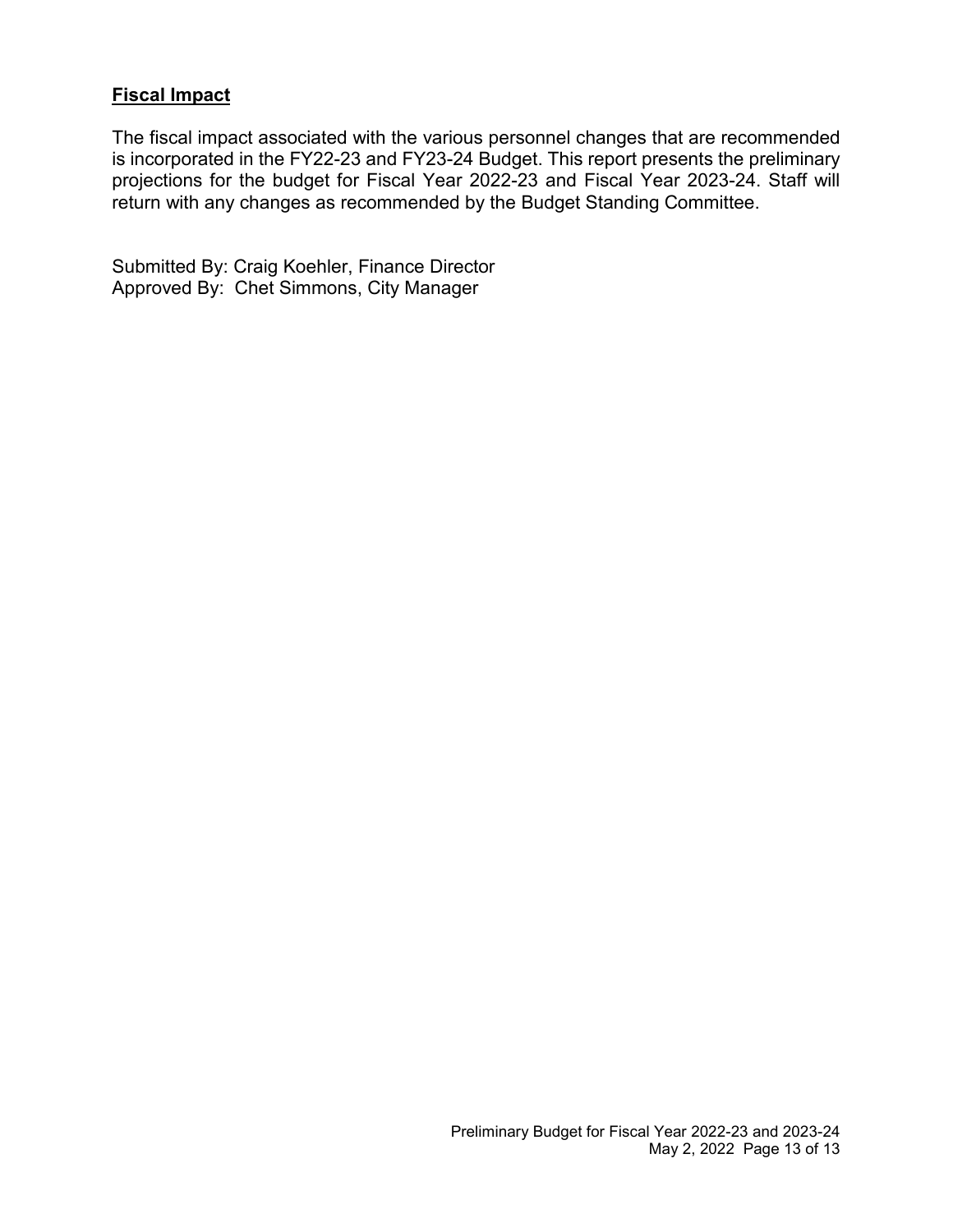## **Fiscal Impact**

The fiscal impact associated with the various personnel changes that are recommended is incorporated in the FY22-23 and FY23-24 Budget. This report presents the preliminary projections for the budget for Fiscal Year 2022-23 and Fiscal Year 2023-24. Staff will return with any changes as recommended by the Budget Standing Committee.

Submitted By: Craig Koehler, Finance Director
Approved By: Chet Simmons, City Manager